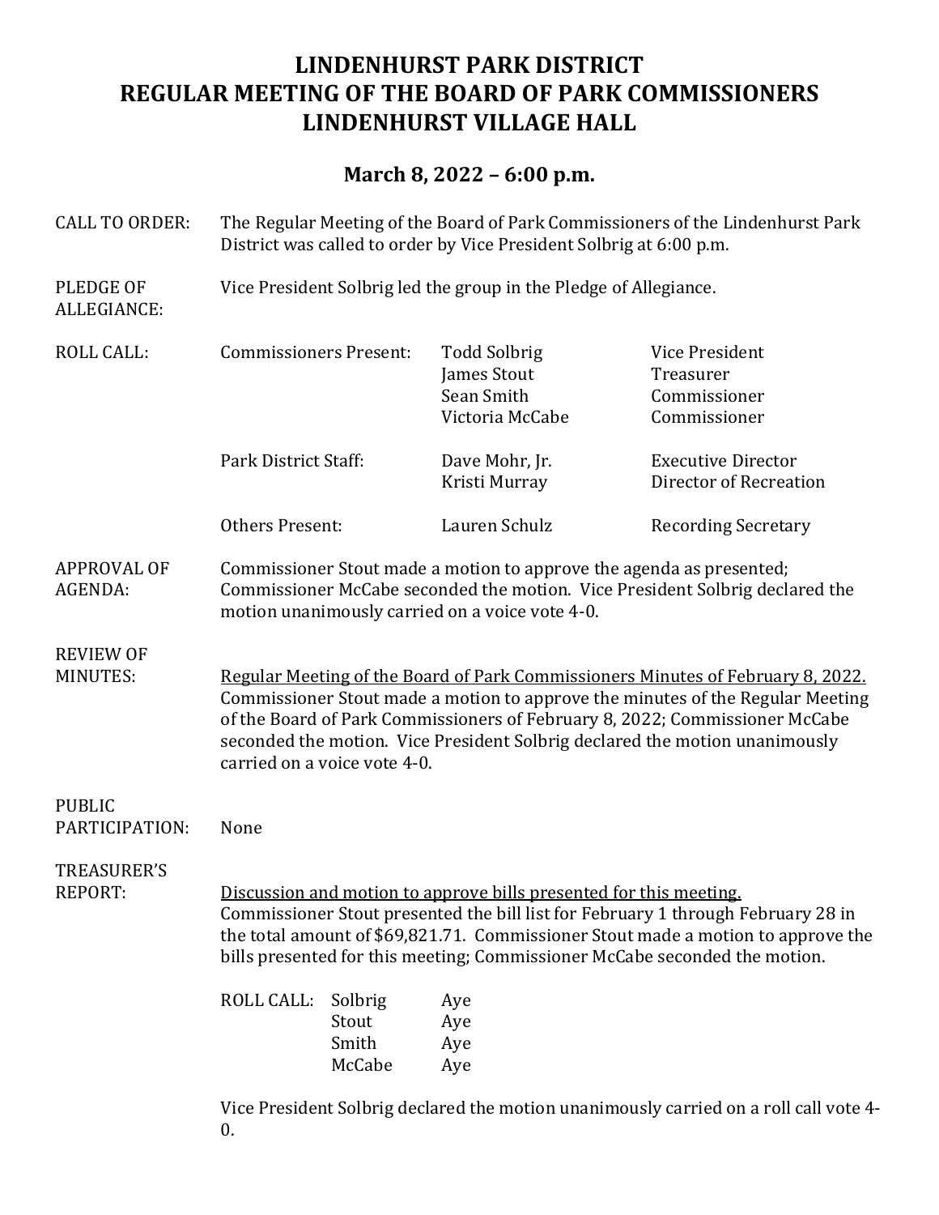# LINDENHURST PARK DISTRICT
# REGULAR MEETING OF THE BOARD OF PARK COMMISSIONERS
# LINDENHURST VILLAGE HALL

## March 8, 2022 – 6:00 p.m.

**CALL TO ORDER:** The Regular Meeting of the Board of Park Commissioners of the Lindenhurst Park District was called to order by Vice President Solbrig at 6:00 p.m.

**PLEDGE OF ALLEGIANCE:** Vice President Solbrig led the group in the Pledge of Allegiance.

**ROLL CALL:**

| | | |
|---|---|---|
| Commissioners Present: | Todd Solbrig | Vice President |
| | James Stout | Treasurer |
| | Sean Smith | Commissioner |
| | Victoria McCabe | Commissioner |
| Park District Staff: | Dave Mohr, Jr. | Executive Director |
| | Kristi Murray | Director of Recreation |
| Others Present: | Lauren Schulz | Recording Secretary |

**APPROVAL OF AGENDA:** Commissioner Stout made a motion to approve the agenda as presented; Commissioner McCabe seconded the motion. Vice President Solbrig declared the motion unanimously carried on a voice vote 4-0.

**REVIEW OF MINUTES:**

Regular Meeting of the Board of Park Commissioners Minutes of February 8, 2022.
Commissioner Stout made a motion to approve the minutes of the Regular Meeting of the Board of Park Commissioners of February 8, 2022; Commissioner McCabe seconded the motion. Vice President Solbrig declared the motion unanimously carried on a voice vote 4-0.

**PUBLIC PARTICIPATION:** None

**TREASURER'S REPORT:**

Discussion and motion to approve bills presented for this meeting.
Commissioner Stout presented the bill list for February 1 through February 28 in the total amount of $69,821.71. Commissioner Stout made a motion to approve the bills presented for this meeting; Commissioner McCabe seconded the motion.

| ROLL CALL: | | |
|---|---|---|
| | Solbrig | Aye |
| | Stout | Aye |
| | Smith | Aye |
| | McCabe | Aye |

Vice President Solbrig declared the motion unanimously carried on a roll call vote 4-0.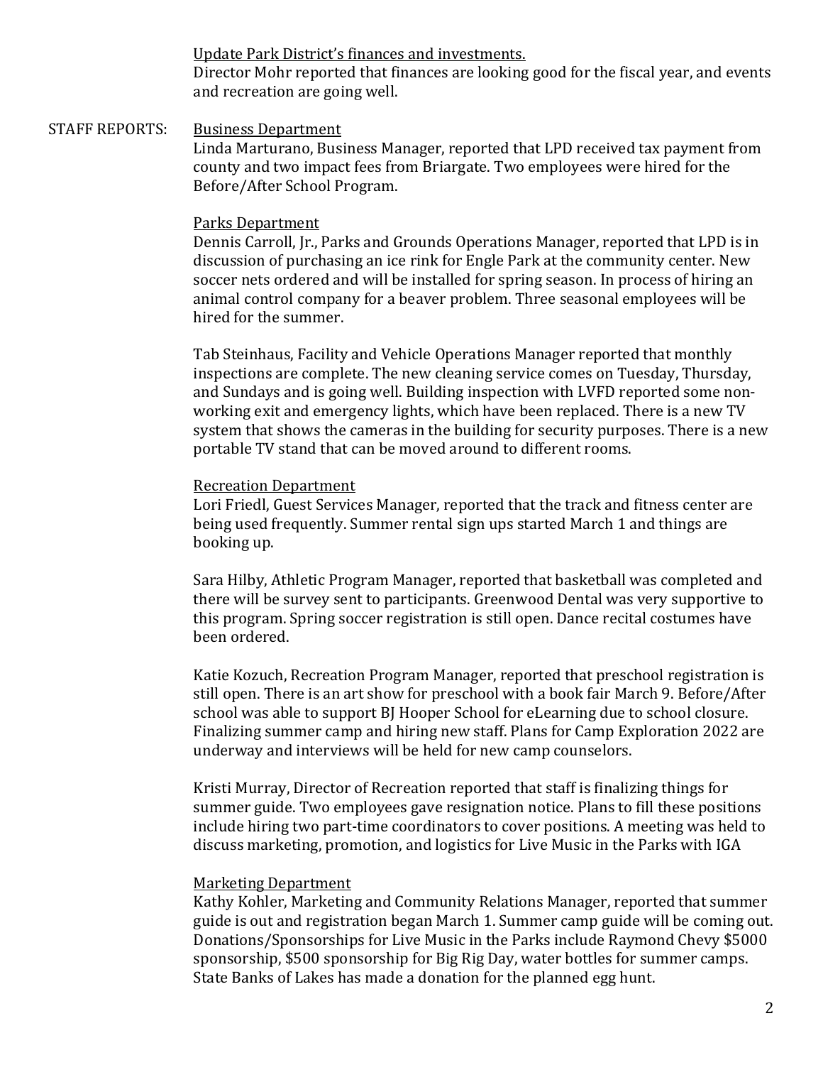<u>Update Park District's finances and investments.</u>
Director Mohr reported that finances are looking good for the fiscal year, and events and recreation are going well.

STAFF REPORTS:

<u>Business Department</u>
Linda Marturano, Business Manager, reported that LPD received tax payment from county and two impact fees from Briargate. Two employees were hired for the Before/After School Program.

<u>Parks Department</u>
Dennis Carroll, Jr., Parks and Grounds Operations Manager, reported that LPD is in discussion of purchasing an ice rink for Engle Park at the community center. New soccer nets ordered and will be installed for spring season. In process of hiring an animal control company for a beaver problem. Three seasonal employees will be hired for the summer.

Tab Steinhaus, Facility and Vehicle Operations Manager reported that monthly inspections are complete. The new cleaning service comes on Tuesday, Thursday, and Sundays and is going well. Building inspection with LVFD reported some non-working exit and emergency lights, which have been replaced. There is a new TV system that shows the cameras in the building for security purposes. There is a new portable TV stand that can be moved around to different rooms.

<u>Recreation Department</u>
Lori Friedl, Guest Services Manager, reported that the track and fitness center are being used frequently. Summer rental sign ups started March 1 and things are booking up.

Sara Hilby, Athletic Program Manager, reported that basketball was completed and there will be survey sent to participants. Greenwood Dental was very supportive to this program. Spring soccer registration is still open. Dance recital costumes have been ordered.

Katie Kozuch, Recreation Program Manager, reported that preschool registration is still open. There is an art show for preschool with a book fair March 9. Before/After school was able to support BJ Hooper School for eLearning due to school closure. Finalizing summer camp and hiring new staff. Plans for Camp Exploration 2022 are underway and interviews will be held for new camp counselors.

Kristi Murray, Director of Recreation reported that staff is finalizing things for summer guide. Two employees gave resignation notice. Plans to fill these positions include hiring two part-time coordinators to cover positions. A meeting was held to discuss marketing, promotion, and logistics for Live Music in the Parks with IGA

<u>Marketing Department</u>
Kathy Kohler, Marketing and Community Relations Manager, reported that summer guide is out and registration began March 1. Summer camp guide will be coming out. Donations/Sponsorships for Live Music in the Parks include Raymond Chevy $5000 sponsorship, $500 sponsorship for Big Rig Day, water bottles for summer camps. State Banks of Lakes has made a donation for the planned egg hunt.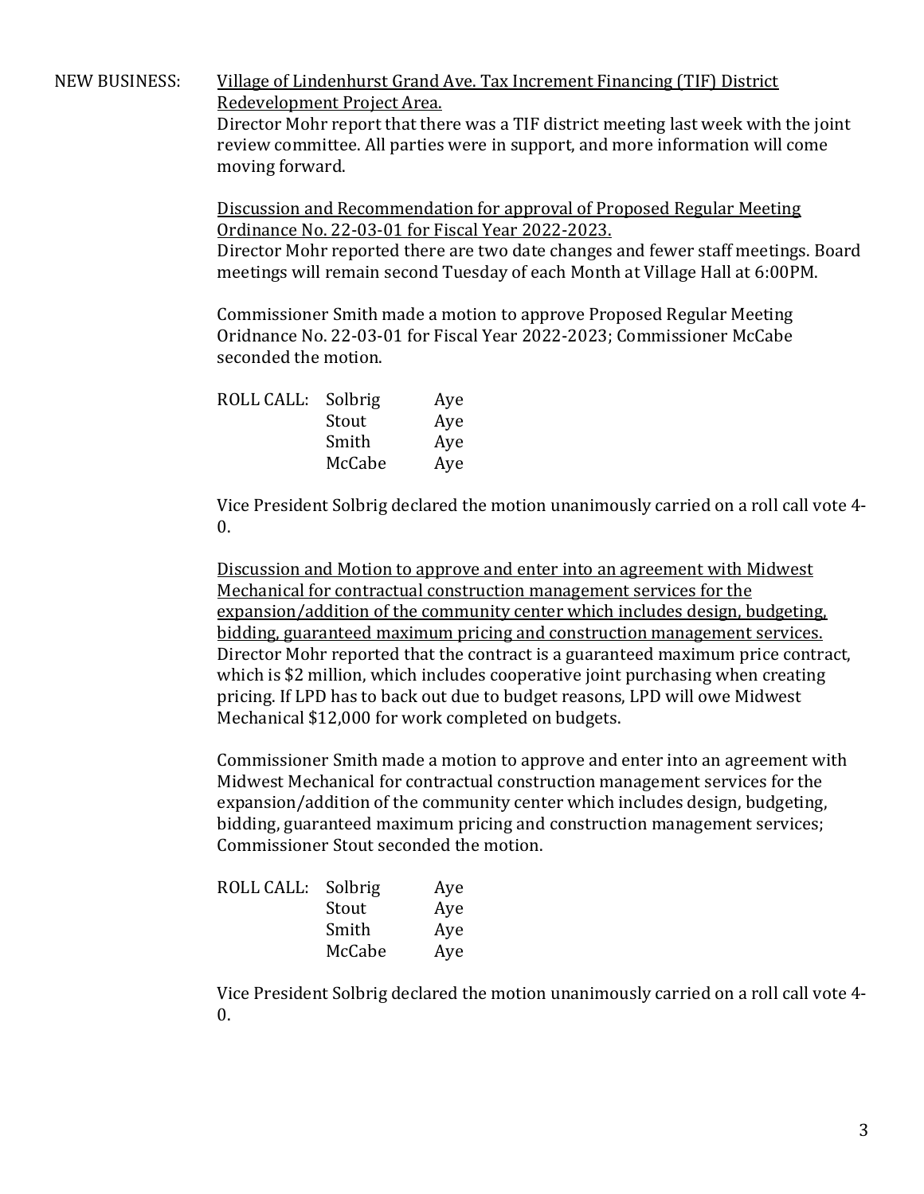NEW BUSINESS: <u>Village of Lindenhurst Grand Ave. Tax Increment Financing (TIF) District Redevelopment Project Area.</u>

Director Mohr report that there was a TIF district meeting last week with the joint review committee. All parties were in support, and more information will come moving forward.

<u>Discussion and Recommendation for approval of Proposed Regular Meeting Ordinance No. 22-03-01 for Fiscal Year 2022-2023.</u>

Director Mohr reported there are two date changes and fewer staff meetings. Board meetings will remain second Tuesday of each Month at Village Hall at 6:00PM.

Commissioner Smith made a motion to approve Proposed Regular Meeting Oridnance No. 22-03-01 for Fiscal Year 2022-2023; Commissioner McCabe seconded the motion.

| ROLL CALL: | Solbrig | Aye |
|---|---|---|
| | Stout | Aye |
| | Smith | Aye |
| | McCabe | Aye |

Vice President Solbrig declared the motion unanimously carried on a roll call vote 4-0.

<u>Discussion and Motion to approve and enter into an agreement with Midwest Mechanical for contractual construction management services for the expansion/addition of the community center which includes design, budgeting, bidding, guaranteed maximum pricing and construction management services.</u>

Director Mohr reported that the contract is a guaranteed maximum price contract, which is $2 million, which includes cooperative joint purchasing when creating pricing. If LPD has to back out due to budget reasons, LPD will owe Midwest Mechanical $12,000 for work completed on budgets.

Commissioner Smith made a motion to approve and enter into an agreement with Midwest Mechanical for contractual construction management services for the expansion/addition of the community center which includes design, budgeting, bidding, guaranteed maximum pricing and construction management services; Commissioner Stout seconded the motion.

| ROLL CALL: | Solbrig | Aye |
|---|---|---|
| | Stout | Aye |
| | Smith | Aye |
| | McCabe | Aye |

Vice President Solbrig declared the motion unanimously carried on a roll call vote 4-0.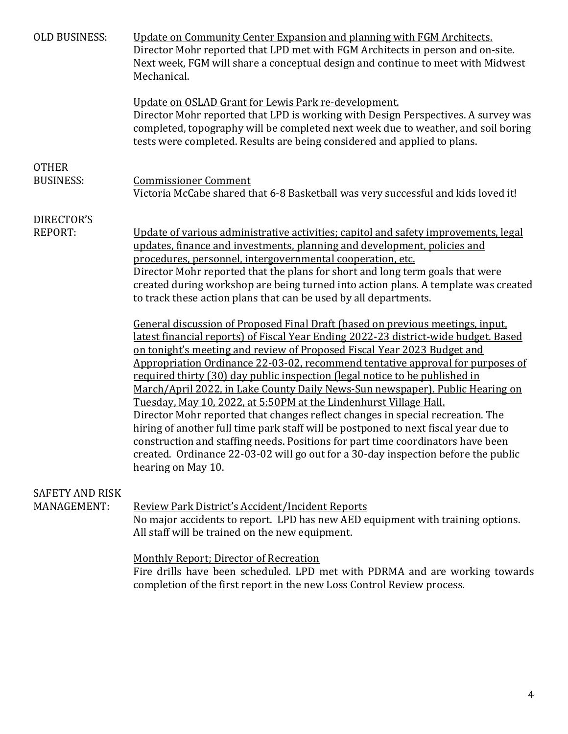**OLD BUSINESS:**

Update on Community Center Expansion and planning with FGM Architects.

Director Mohr reported that LPD met with FGM Architects in person and on-site. Next week, FGM will share a conceptual design and continue to meet with Midwest Mechanical.

Update on OSLAD Grant for Lewis Park re-development.

Director Mohr reported that LPD is working with Design Perspectives. A survey was completed, topography will be completed next week due to weather, and soil boring tests were completed. Results are being considered and applied to plans.

**OTHER BUSINESS:**

Commissioner Comment

Victoria McCabe shared that 6-8 Basketball was very successful and kids loved it!

**DIRECTOR'S REPORT:**

Update of various administrative activities; capitol and safety improvements, legal updates, finance and investments, planning and development, policies and procedures, personnel, intergovernmental cooperation, etc.

Director Mohr reported that the plans for short and long term goals that were created during workshop are being turned into action plans. A template was created to track these action plans that can be used by all departments.

General discussion of Proposed Final Draft (based on previous meetings, input, latest financial reports) of Fiscal Year Ending 2022-23 district-wide budget. Based on tonight's meeting and review of Proposed Fiscal Year 2023 Budget and Appropriation Ordinance 22-03-02, recommend tentative approval for purposes of required thirty (30) day public inspection (legal notice to be published in March/April 2022, in Lake County Daily News-Sun newspaper). Public Hearing on Tuesday, May 10, 2022, at 5:50PM at the Lindenhurst Village Hall.

Director Mohr reported that changes reflect changes in special recreation. The hiring of another full time park staff will be postponed to next fiscal year due to construction and staffing needs. Positions for part time coordinators have been created. Ordinance 22-03-02 will go out for a 30-day inspection before the public hearing on May 10.

**SAFETY AND RISK MANAGEMENT:**

Review Park District's Accident/Incident Reports

No major accidents to report. LPD has new AED equipment with training options. All staff will be trained on the new equipment.

Monthly Report; Director of Recreation

Fire drills have been scheduled. LPD met with PDRMA and are working towards completion of the first report in the new Loss Control Review process.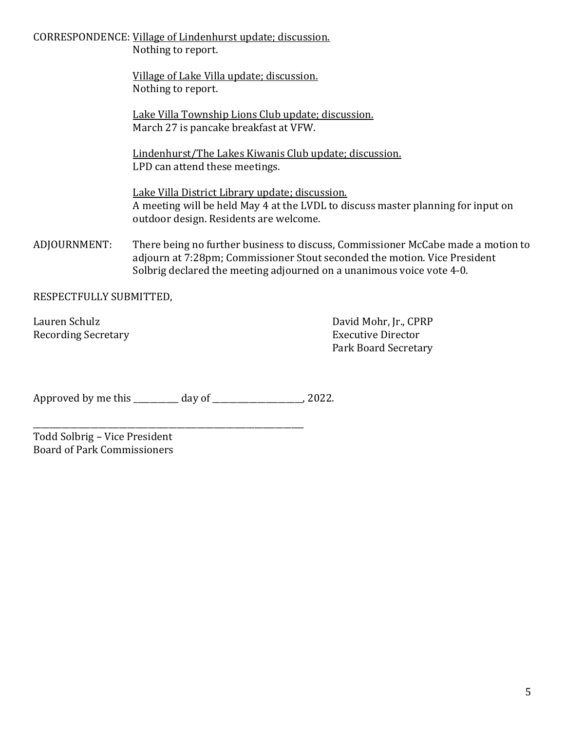CORRESPONDENCE: Village of Lindenhurst update; discussion.
Nothing to report.

Village of Lake Villa update; discussion.
Nothing to report.

Lake Villa Township Lions Club update; discussion.
March 27 is pancake breakfast at VFW.

Lindenhurst/The Lakes Kiwanis Club update; discussion.
LPD can attend these meetings.

Lake Villa District Library update; discussion.
A meeting will be held May 4 at the LVDL to discuss master planning for input on outdoor design. Residents are welcome.

ADJOURNMENT: There being no further business to discuss, Commissioner McCabe made a motion to adjourn at 7:28pm; Commissioner Stout seconded the motion. Vice President Solbrig declared the meeting adjourned on a unanimous voice vote 4-0.

RESPECTFULLY SUBMITTED,

Lauren Schulz
Recording Secretary

David Mohr, Jr., CPRP
Executive Director
Park Board Secretary

Approved by me this ___________ day of ______________________, 2022.

_______________________________________________________________

Todd Solbrig – Vice President
Board of Park Commissioners